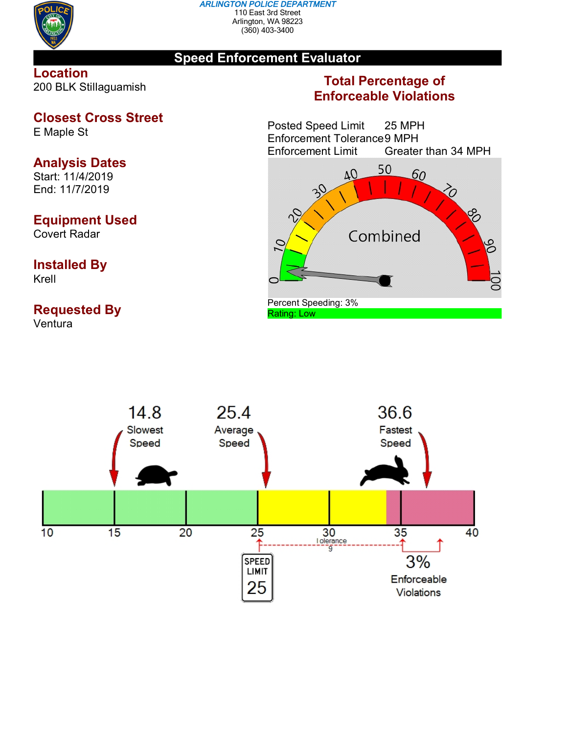**ARLINGTON POLICE DEPARTMENT**
110 East 3rd Street
Arlington, WA 98223
(360) 403-3400

# Speed Enforcement Evaluator

## Location
200 BLK Stillaguamish

## Closest Cross Street
E Maple St

## Analysis Dates
Start: 11/4/2019
End: 11/7/2019

## Equipment Used
Covert Radar

## Installed By
Krell

## Requested By
Ventura

## Total Percentage of Enforceable Violations

| | |
|---|---|
| Posted Speed Limit | 25 MPH |
| Enforcement Tolerance | 9 MPH |
| Enforcement Limit | Greater than 34 MPH |

Combined

Percent Speeding: 3%
Rating: Low

14.8 Slowest Speed

25.4 Average Speed

36.6 Fastest Speed

Tolerance 9

SPEED LIMIT 25

3% Enforceable Violations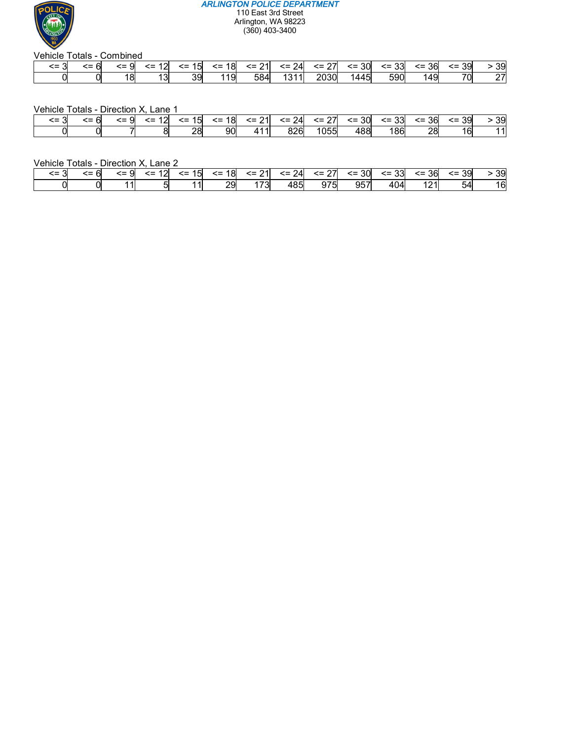**ARLINGTON POLICE DEPARTMENT**
110 East 3rd Street
Arlington, WA 98223
(360) 403-3400

Vehicle Totals - Combined

| <= 3 | <= 6 | <= 9 | <= 12 | <= 15 | <= 18 | <= 21 | <= 24 | <= 27 | <= 30 | <= 33 | <= 36 | <= 39 | > 39 |
|---|---|---|---|---|---|---|---|---|---|---|---|---|---|
| 0 | 0 | 18 | 13 | 39 | 119 | 584 | 1311 | 2030 | 1445 | 590 | 149 | 70 | 27 |

Vehicle Totals - Direction X, Lane 1

| <= 3 | <= 6 | <= 9 | <= 12 | <= 15 | <= 18 | <= 21 | <= 24 | <= 27 | <= 30 | <= 33 | <= 36 | <= 39 | > 39 |
|---|---|---|---|---|---|---|---|---|---|---|---|---|---|
| 0 | 0 | 7 | 8 | 28 | 90 | 411 | 826 | 1055 | 488 | 186 | 28 | 16 | 11 |

Vehicle Totals - Direction X, Lane 2

| <= 3 | <= 6 | <= 9 | <= 12 | <= 15 | <= 18 | <= 21 | <= 24 | <= 27 | <= 30 | <= 33 | <= 36 | <= 39 | > 39 |
|---|---|---|---|---|---|---|---|---|---|---|---|---|---|
| 0 | 0 | 11 | 5 | 11 | 29 | 173 | 485 | 975 | 957 | 404 | 121 | 54 | 16 |